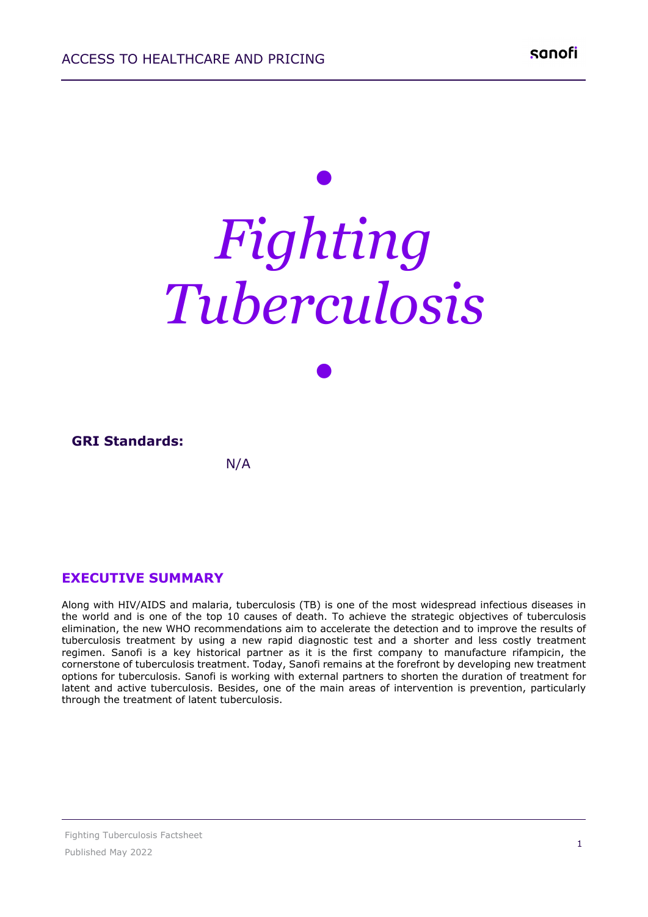ACCESS TO HEALTHCARE AND PRICING

# *Fighting Tuberculosis*

**GRI Standards:**

N/A

## EXECUTIVE SUMMARY

Along with HIV/AIDS and malaria, tuberculosis (TB) is one of the most widespread infectious diseases in the world and is one of the top 10 causes of death. To achieve the strategic objectives of tuberculosis elimination, the new WHO recommendations aim to accelerate the detection and to improve the results of tuberculosis treatment by using a new rapid diagnostic test and a shorter and less costly treatment regimen. Sanofi is a key historical partner as it is the first company to manufacture rifampicin, the cornerstone of tuberculosis treatment. Today, Sanofi remains at the forefront by developing new treatment options for tuberculosis. Sanofi is working with external partners to shorten the duration of treatment for latent and active tuberculosis. Besides, one of the main areas of intervention is prevention, particularly through the treatment of latent tuberculosis.

Fighting Tuberculosis Factsheet

Published May 2022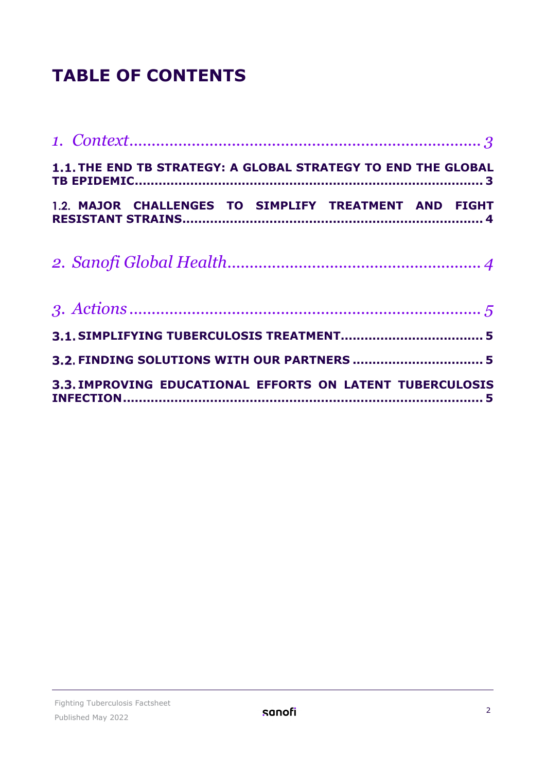# TABLE OF CONTENTS

*1. Context* ......................................................................... *3*

**1.1. THE END TB STRATEGY: A GLOBAL STRATEGY TO END THE GLOBAL TB EPIDEMIC** ........................................................................ **3**

**1.2. MAJOR CHALLENGES TO SIMPLIFY TREATMENT AND FIGHT RESISTANT STRAINS** .......................................................... **4**

*2. Sanofi Global Health* ........................................................ *4*

*3. Actions* ........................................................................... *5*

**3.1. SIMPLIFYING TUBERCULOSIS TREATMENT** ................................... **5**

**3.2. FINDING SOLUTIONS WITH OUR PARTNERS** ................................ **5**

**3.3. IMPROVING EDUCATIONAL EFFORTS ON LATENT TUBERCULOSIS INFECTION** ........................................................................ **5**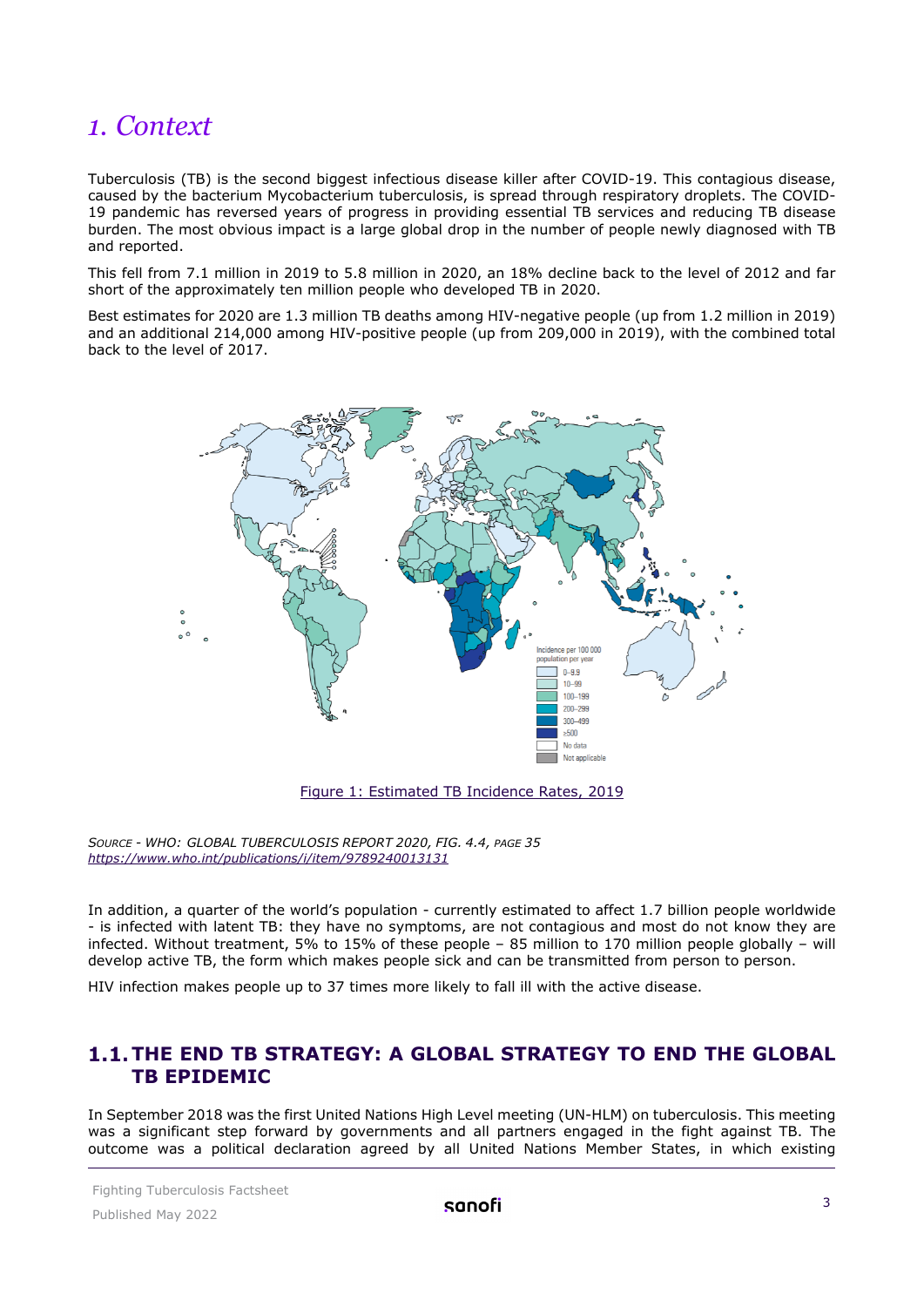# 1. Context

Tuberculosis (TB) is the second biggest infectious disease killer after COVID-19. This contagious disease, caused by the bacterium Mycobacterium tuberculosis, is spread through respiratory droplets. The COVID-19 pandemic has reversed years of progress in providing essential TB services and reducing TB disease burden. The most obvious impact is a large global drop in the number of people newly diagnosed with TB and reported.

This fell from 7.1 million in 2019 to 5.8 million in 2020, an 18% decline back to the level of 2012 and far short of the approximately ten million people who developed TB in 2020.

Best estimates for 2020 are 1.3 million TB deaths among HIV-negative people (up from 1.2 million in 2019) and an additional 214,000 among HIV-positive people (up from 209,000 in 2019), with the combined total back to the level of 2017.

Figure 1: Estimated TB Incidence Rates, 2019

*Source - WHO: Global Tuberculosis Report 2020, Fig. 4.4, page 35*
*https://www.who.int/publications/i/item/9789240013131*

In addition, a quarter of the world's population - currently estimated to affect 1.7 billion people worldwide - is infected with latent TB: they have no symptoms, are not contagious and most do not know they are infected. Without treatment, 5% to 15% of these people – 85 million to 170 million people globally – will develop active TB, the form which makes people sick and can be transmitted from person to person.

HIV infection makes people up to 37 times more likely to fall ill with the active disease.

## 1.1. THE END TB STRATEGY: A GLOBAL STRATEGY TO END THE GLOBAL TB EPIDEMIC

In September 2018 was the first United Nations High Level meeting (UN-HLM) on tuberculosis. This meeting was a significant step forward by governments and all partners engaged in the fight against TB. The outcome was a political declaration agreed by all United Nations Member States, in which existing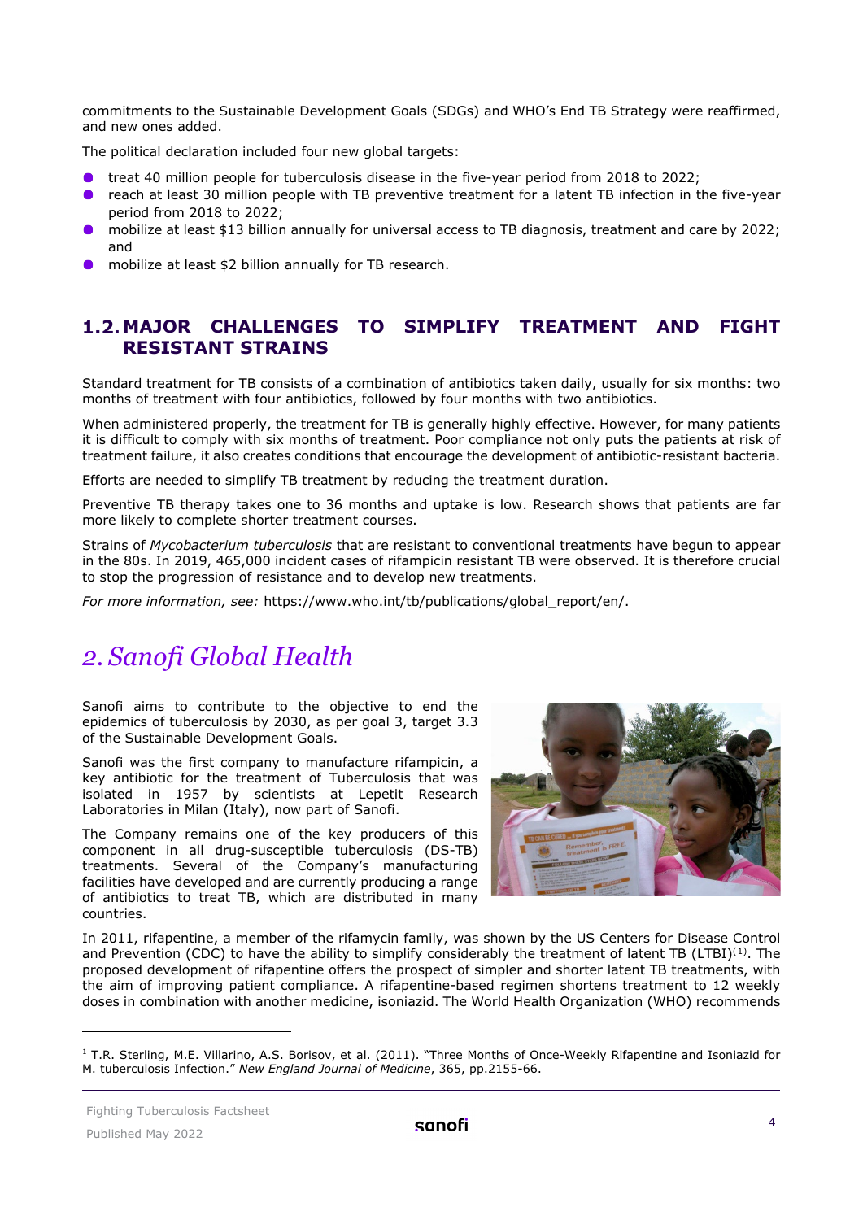commitments to the Sustainable Development Goals (SDGs) and WHO's End TB Strategy were reaffirmed, and new ones added.

The political declaration included four new global targets:

- treat 40 million people for tuberculosis disease in the five-year period from 2018 to 2022;
- reach at least 30 million people with TB preventive treatment for a latent TB infection in the five-year period from 2018 to 2022;
- mobilize at least $13 billion annually for universal access to TB diagnosis, treatment and care by 2022; and
- mobilize at least $2 billion annually for TB research.

### 1.2. MAJOR CHALLENGES TO SIMPLIFY TREATMENT AND FIGHT RESISTANT STRAINS

Standard treatment for TB consists of a combination of antibiotics taken daily, usually for six months: two months of treatment with four antibiotics, followed by four months with two antibiotics.

When administered properly, the treatment for TB is generally highly effective. However, for many patients it is difficult to comply with six months of treatment. Poor compliance not only puts the patients at risk of treatment failure, it also creates conditions that encourage the development of antibiotic-resistant bacteria.

Efforts are needed to simplify TB treatment by reducing the treatment duration.

Preventive TB therapy takes one to 36 months and uptake is low. Research shows that patients are far more likely to complete shorter treatment courses.

Strains of *Mycobacterium tuberculosis* that are resistant to conventional treatments have begun to appear in the 80s. In 2019, 465,000 incident cases of rifampicin resistant TB were observed. It is therefore crucial to stop the progression of resistance and to develop new treatments.

*For more information, see:* https://www.who.int/tb/publications/global_report/en/.

## 2. Sanofi Global Health

Sanofi aims to contribute to the objective to end the epidemics of tuberculosis by 2030, as per goal 3, target 3.3 of the Sustainable Development Goals.

Sanofi was the first company to manufacture rifampicin, a key antibiotic for the treatment of Tuberculosis that was isolated in 1957 by scientists at Lepetit Research Laboratories in Milan (Italy), now part of Sanofi.

The Company remains one of the key producers of this component in all drug-susceptible tuberculosis (DS-TB) treatments. Several of the Company's manufacturing facilities have developed and are currently producing a range of antibiotics to treat TB, which are distributed in many countries.

In 2011, rifapentine, a member of the rifamycin family, was shown by the US Centers for Disease Control and Prevention (CDC) to have the ability to simplify considerably the treatment of latent TB (LTBI)[1]. The proposed development of rifapentine offers the prospect of simpler and shorter latent TB treatments, with the aim of improving patient compliance. A rifapentine-based regimen shortens treatment to 12 weekly doses in combination with another medicine, isoniazid. The World Health Organization (WHO) recommends

[1] T.R. Sterling, M.E. Villarino, A.S. Borisov, et al. (2011). "Three Months of Once-Weekly Rifapentine and Isoniazid for M. tuberculosis Infection." *New England Journal of Medicine*, 365, pp.2155-66.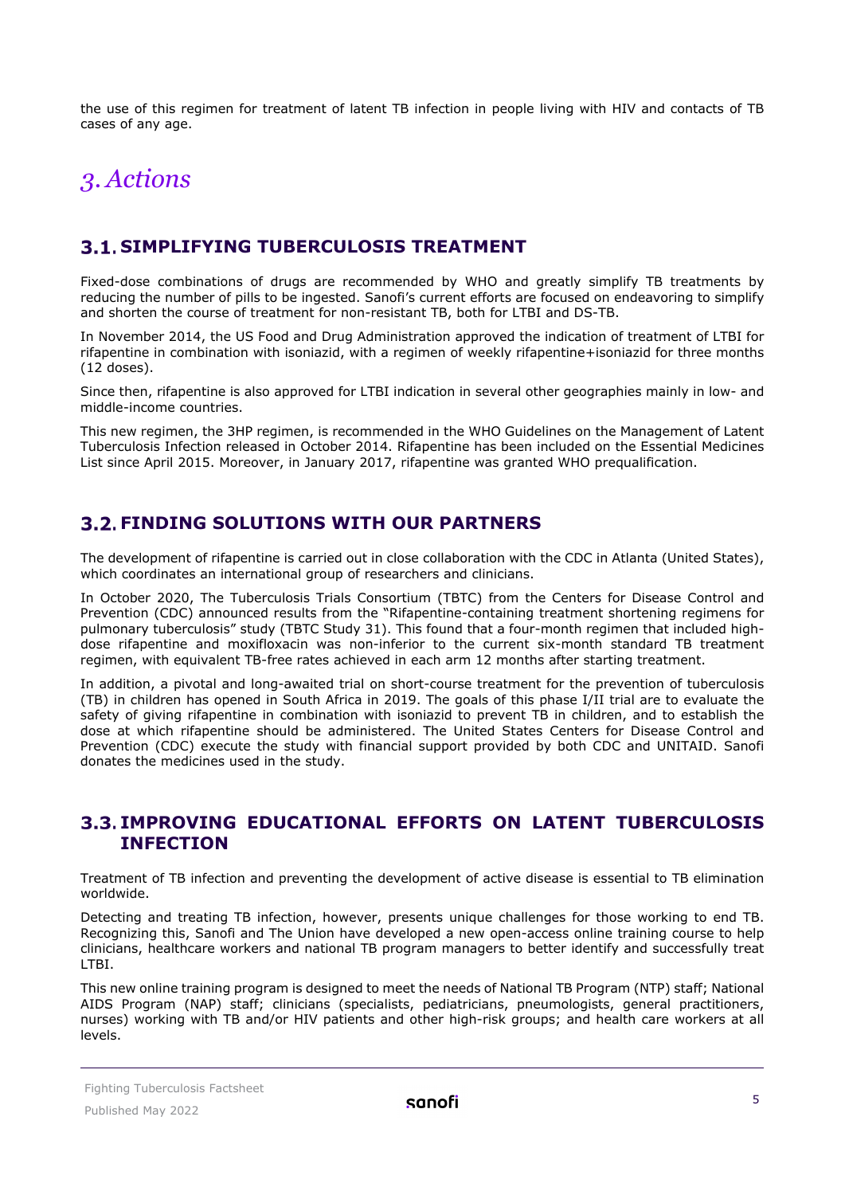the use of this regimen for treatment of latent TB infection in people living with HIV and contacts of TB cases of any age.

# *3. Actions*

## 3.1. SIMPLIFYING TUBERCULOSIS TREATMENT

Fixed-dose combinations of drugs are recommended by WHO and greatly simplify TB treatments by reducing the number of pills to be ingested. Sanofi's current efforts are focused on endeavoring to simplify and shorten the course of treatment for non-resistant TB, both for LTBI and DS-TB.

In November 2014, the US Food and Drug Administration approved the indication of treatment of LTBI for rifapentine in combination with isoniazid, with a regimen of weekly rifapentine+isoniazid for three months (12 doses).

Since then, rifapentine is also approved for LTBI indication in several other geographies mainly in low- and middle-income countries.

This new regimen, the 3HP regimen, is recommended in the WHO Guidelines on the Management of Latent Tuberculosis Infection released in October 2014. Rifapentine has been included on the Essential Medicines List since April 2015. Moreover, in January 2017, rifapentine was granted WHO prequalification.

## 3.2. FINDING SOLUTIONS WITH OUR PARTNERS

The development of rifapentine is carried out in close collaboration with the CDC in Atlanta (United States), which coordinates an international group of researchers and clinicians.

In October 2020, The Tuberculosis Trials Consortium (TBTC) from the Centers for Disease Control and Prevention (CDC) announced results from the "Rifapentine-containing treatment shortening regimens for pulmonary tuberculosis" study (TBTC Study 31). This found that a four-month regimen that included high-dose rifapentine and moxifloxacin was non-inferior to the current six-month standard TB treatment regimen, with equivalent TB-free rates achieved in each arm 12 months after starting treatment.

In addition, a pivotal and long-awaited trial on short-course treatment for the prevention of tuberculosis (TB) in children has opened in South Africa in 2019. The goals of this phase I/II trial are to evaluate the safety of giving rifapentine in combination with isoniazid to prevent TB in children, and to establish the dose at which rifapentine should be administered. The United States Centers for Disease Control and Prevention (CDC) execute the study with financial support provided by both CDC and UNITAID. Sanofi donates the medicines used in the study.

## 3.3. IMPROVING EDUCATIONAL EFFORTS ON LATENT TUBERCULOSIS INFECTION

Treatment of TB infection and preventing the development of active disease is essential to TB elimination worldwide.

Detecting and treating TB infection, however, presents unique challenges for those working to end TB. Recognizing this, Sanofi and The Union have developed a new open-access online training course to help clinicians, healthcare workers and national TB program managers to better identify and successfully treat LTBI.

This new online training program is designed to meet the needs of National TB Program (NTP) staff; National AIDS Program (NAP) staff; clinicians (specialists, pediatricians, pneumologists, general practitioners, nurses) working with TB and/or HIV patients and other high-risk groups; and health care workers at all levels.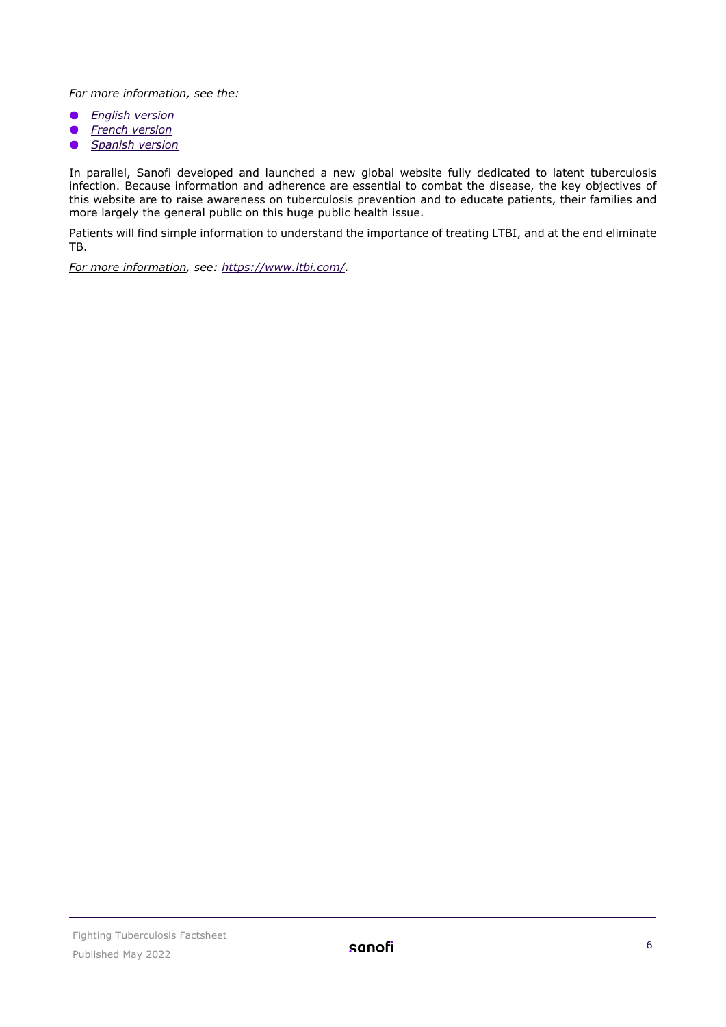*For more information, see the:*

- *English version*
- *French version*
- *Spanish version*

In parallel, Sanofi developed and launched a new global website fully dedicated to latent tuberculosis infection. Because information and adherence are essential to combat the disease, the key objectives of this website are to raise awareness on tuberculosis prevention and to educate patients, their families and more largely the general public on this huge public health issue.

Patients will find simple information to understand the importance of treating LTBI, and at the end eliminate TB.

*For more information, see: https://www.ltbi.com/.*